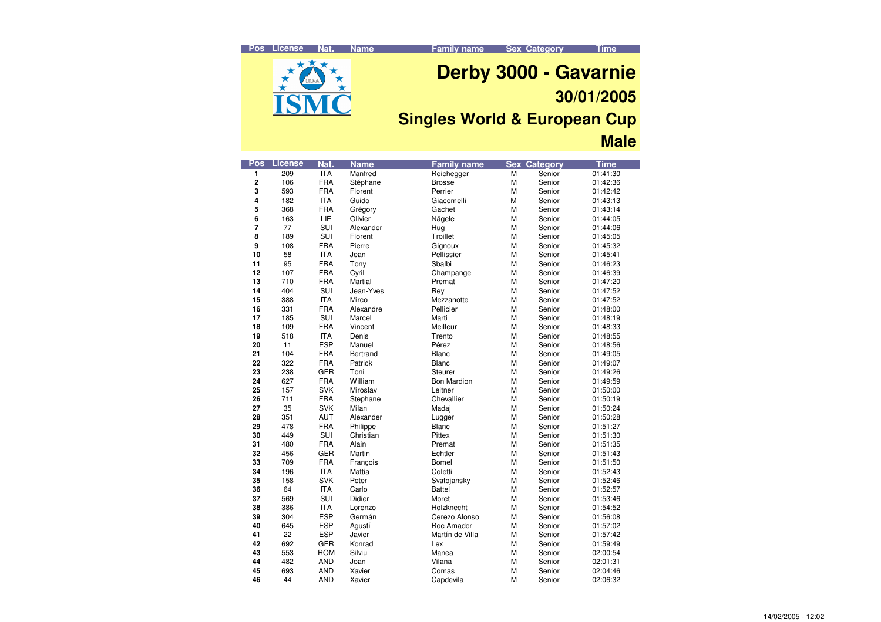# Derby 3000 - Gavarnie

## 30/01/2005

## Singles World & European Cup

## Male

| Pos | License | Nat. | Name | Family name | Sex | Category | Time |
|---|---|---|---|---|---|---|---|
| 1 | 209 | ITA | Manfred | Reichegger | M | Senior | 01:41:30 |
| 2 | 106 | FRA | Stéphane | Brosse | M | Senior | 01:42:36 |
| 3 | 593 | FRA | Florent | Perrier | M | Senior | 01:42:42 |
| 4 | 182 | ITA | Guido | Giacomelli | M | Senior | 01:43:13 |
| 5 | 368 | FRA | Grégory | Gachet | M | Senior | 01:43:14 |
| 6 | 163 | LIE | Olivier | Nägele | M | Senior | 01:44:05 |
| 7 | 77 | SUI | Alexander | Hug | M | Senior | 01:44:06 |
| 8 | 189 | SUI | Florent | Troillet | M | Senior | 01:45:05 |
| 9 | 108 | FRA | Pierre | Gignoux | M | Senior | 01:45:32 |
| 10 | 58 | ITA | Jean | Pellissier | M | Senior | 01:45:41 |
| 11 | 95 | FRA | Tony | Sbalbi | M | Senior | 01:46:23 |
| 12 | 107 | FRA | Cyril | Champange | M | Senior | 01:46:39 |
| 13 | 710 | FRA | Martial | Premat | M | Senior | 01:47:20 |
| 14 | 404 | SUI | Jean-Yves | Rey | M | Senior | 01:47:52 |
| 15 | 388 | ITA | Mirco | Mezzanotte | M | Senior | 01:47:52 |
| 16 | 331 | FRA | Alexandre | Pellicier | M | Senior | 01:48:00 |
| 17 | 185 | SUI | Marcel | Marti | M | Senior | 01:48:19 |
| 18 | 109 | FRA | Vincent | Meilleur | M | Senior | 01:48:33 |
| 19 | 518 | ITA | Denis | Trento | M | Senior | 01:48:55 |
| 20 | 11 | ESP | Manuel | Pérez | M | Senior | 01:48:56 |
| 21 | 104 | FRA | Bertrand | Blanc | M | Senior | 01:49:05 |
| 22 | 322 | FRA | Patrick | Blanc | M | Senior | 01:49:07 |
| 23 | 238 | GER | Toni | Steurer | M | Senior | 01:49:26 |
| 24 | 627 | FRA | William | Bon Mardion | M | Senior | 01:49:59 |
| 25 | 157 | SVK | Miroslav | Leitner | M | Senior | 01:50:00 |
| 26 | 711 | FRA | Stephane | Chevallier | M | Senior | 01:50:19 |
| 27 | 35 | SVK | Milan | Madaj | M | Senior | 01:50:24 |
| 28 | 351 | AUT | Alexander | Lugger | M | Senior | 01:50:28 |
| 29 | 478 | FRA | Philippe | Blanc | M | Senior | 01:51:27 |
| 30 | 449 | SUI | Christian | Pittex | M | Senior | 01:51:30 |
| 31 | 480 | FRA | Alain | Premat | M | Senior | 01:51:35 |
| 32 | 456 | GER | Martin | Echtler | M | Senior | 01:51:43 |
| 33 | 709 | FRA | François | Bomel | M | Senior | 01:51:50 |
| 34 | 196 | ITA | Mattia | Coletti | M | Senior | 01:52:43 |
| 35 | 158 | SVK | Peter | Svatojansky | M | Senior | 01:52:46 |
| 36 | 64 | ITA | Carlo | Battel | M | Senior | 01:52:57 |
| 37 | 569 | SUI | Didier | Moret | M | Senior | 01:53:46 |
| 38 | 386 | ITA | Lorenzo | Holzknecht | M | Senior | 01:54:52 |
| 39 | 304 | ESP | Germán | Cerezo Alonso | M | Senior | 01:56:08 |
| 40 | 645 | ESP | Agustí | Roc Amador | M | Senior | 01:57:02 |
| 41 | 22 | ESP | Javier | Martín de Villa | M | Senior | 01:57:42 |
| 42 | 692 | GER | Konrad | Lex | M | Senior | 01:59:49 |
| 43 | 553 | ROM | Silviu | Manea | M | Senior | 02:00:54 |
| 44 | 482 | AND | Joan | Vilana | M | Senior | 02:01:31 |
| 45 | 693 | AND | Xavier | Comas | M | Senior | 02:04:46 |
| 46 | 44 | AND | Xavier | Capdevila | M | Senior | 02:06:32 |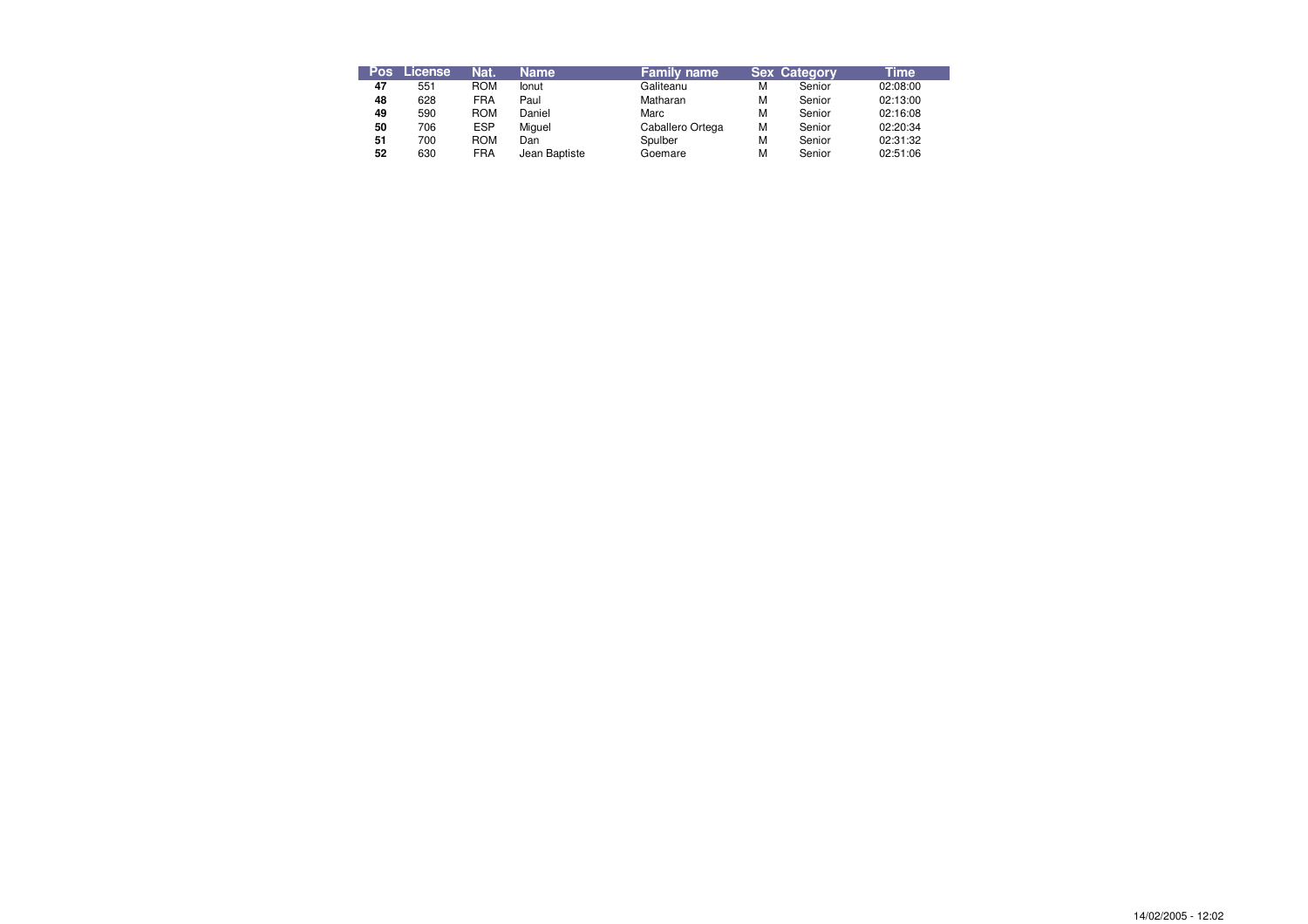| Pos | License | Nat. | Name | Family name | Sex | Category | Time |
|---|---|---|---|---|---|---|---|
| **47** | 551 | ROM | Ionut | Galiteanu | M | Senior | 02:08:00 |
| **48** | 628 | FRA | Paul | Matharan | M | Senior | 02:13:00 |
| **49** | 590 | ROM | Daniel | Marc | M | Senior | 02:16:08 |
| **50** | 706 | ESP | Miguel | Caballero Ortega | M | Senior | 02:20:34 |
| **51** | 700 | ROM | Dan | Spulber | M | Senior | 02:31:32 |
| **52** | 630 | FRA | Jean Baptiste | Goemare | M | Senior | 02:51:06 |

14/02/2005 - 12:02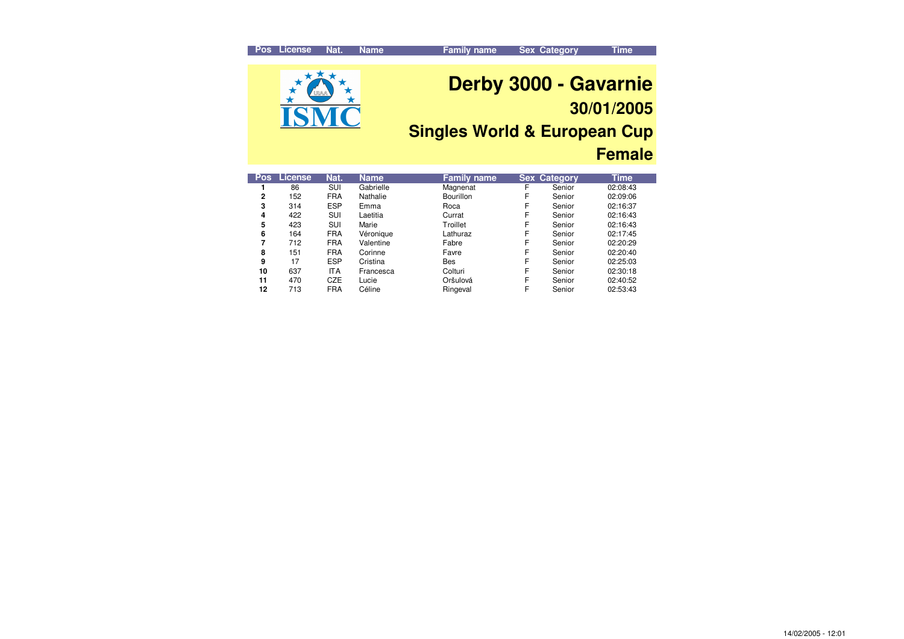# Derby 3000 - Gavarnie

## 30/01/2005

## Singles World & European Cup

## Female

| Pos | License | Nat. | Name | Family name | Sex | Category | Time |
|---|---|---|---|---|---|---|---|
| **1** | 86 | SUI | Gabrielle | Magnenat | F | Senior | 02:08:43 |
| **2** | 152 | FRA | Nathalie | Bourillon | F | Senior | 02:09:06 |
| **3** | 314 | ESP | Emma | Roca | F | Senior | 02:16:37 |
| **4** | 422 | SUI | Laetitia | Currat | F | Senior | 02:16:43 |
| **5** | 423 | SUI | Marie | Troillet | F | Senior | 02:16:43 |
| **6** | 164 | FRA | Véronique | Lathuraz | F | Senior | 02:17:45 |
| **7** | 712 | FRA | Valentine | Fabre | F | Senior | 02:20:29 |
| **8** | 151 | FRA | Corinne | Favre | F | Senior | 02:20:40 |
| **9** | 17 | ESP | Cristina | Bes | F | Senior | 02:25:03 |
| **10** | 637 | ITA | Francesca | Colturi | F | Senior | 02:30:18 |
| **11** | 470 | CZE | Lucie | Oršulová | F | Senior | 02:40:52 |
| **12** | 713 | FRA | Céline | Ringeval | F | Senior | 02:53:43 |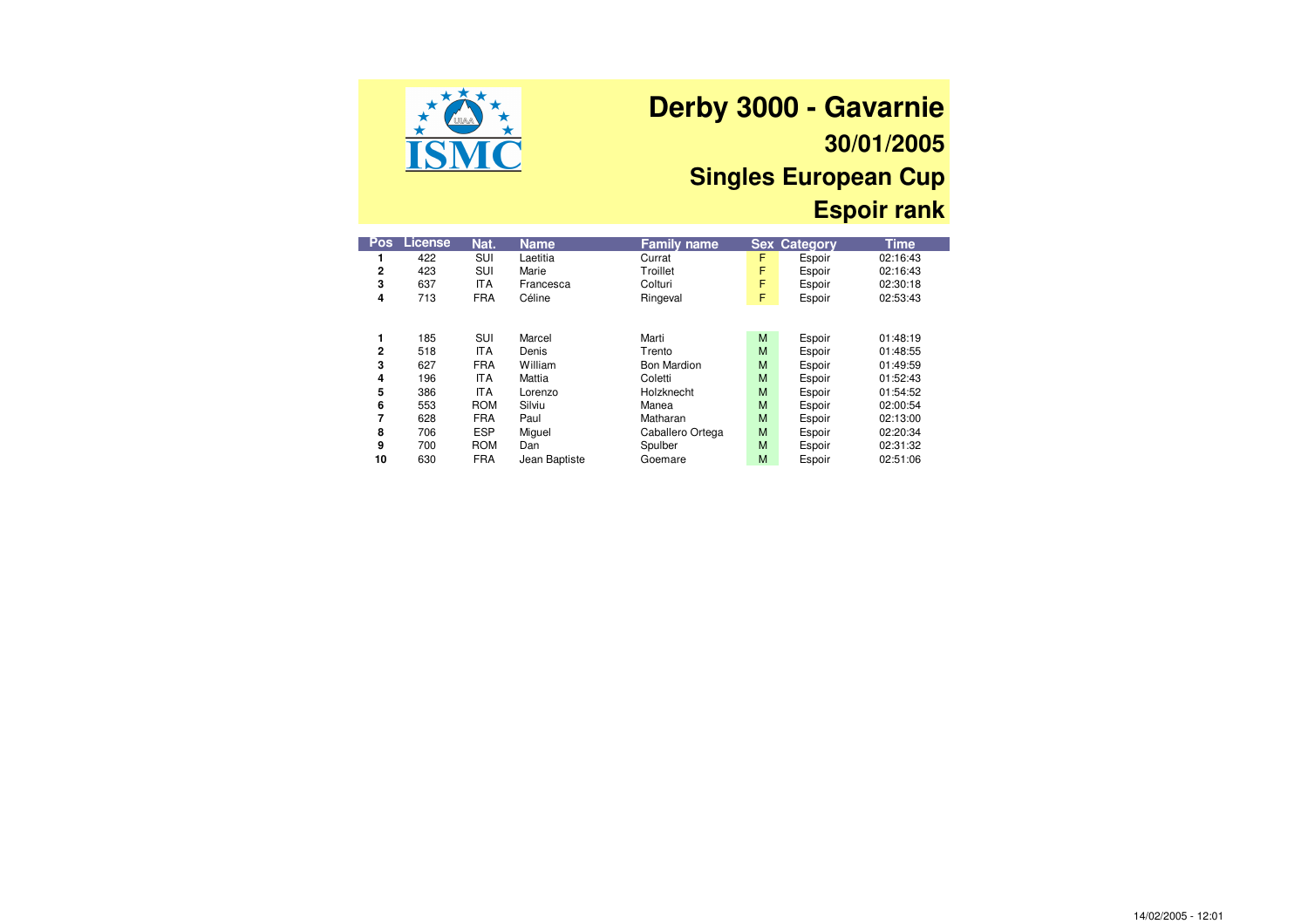ISMC

# Derby 3000 - Gavarnie

## 30/01/2005

## Singles European Cup

## Espoir rank

| Pos | License | Nat. | Name | Family name | Sex | Category | Time |
|---|---|---|---|---|---|---|---|
| **1** | 422 | SUI | Laetitia | Currat | F | Espoir | 02:16:43 |
| **2** | 423 | SUI | Marie | Troillet | F | Espoir | 02:16:43 |
| **3** | 637 | ITA | Francesca | Colturi | F | Espoir | 02:30:18 |
| **4** | 713 | FRA | Céline | Ringeval | F | Espoir | 02:53:43 |
| | | | | | | | |
| **1** | 185 | SUI | Marcel | Marti | M | Espoir | 01:48:19 |
| **2** | 518 | ITA | Denis | Trento | M | Espoir | 01:48:55 |
| **3** | 627 | FRA | William | Bon Mardion | M | Espoir | 01:49:59 |
| **4** | 196 | ITA | Mattia | Coletti | M | Espoir | 01:52:43 |
| **5** | 386 | ITA | Lorenzo | Holzknecht | M | Espoir | 01:54:52 |
| **6** | 553 | ROM | Silviu | Manea | M | Espoir | 02:00:54 |
| **7** | 628 | FRA | Paul | Matharan | M | Espoir | 02:13:00 |
| **8** | 706 | ESP | Miguel | Caballero Ortega | M | Espoir | 02:20:34 |
| **9** | 700 | ROM | Dan | Spulber | M | Espoir | 02:31:32 |
| **10** | 630 | FRA | Jean Baptiste | Goemare | M | Espoir | 02:51:06 |

14/02/2005 - 12:01